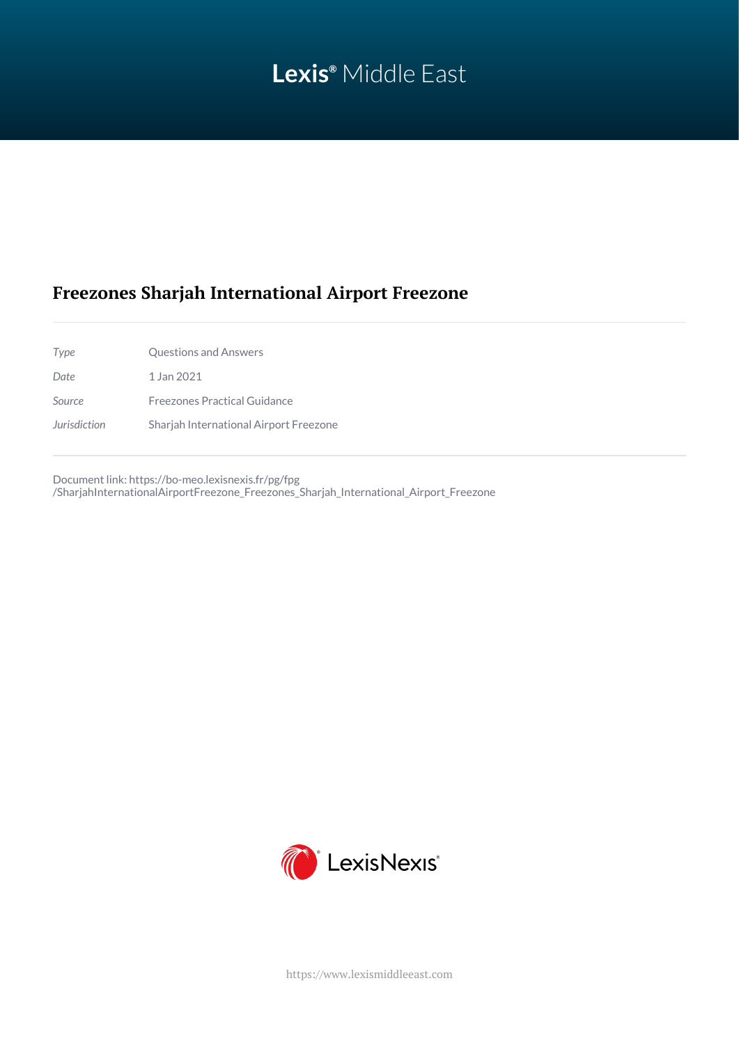Lexis® Middle East

# Freezones Sharjah International Airport Freezone

| | |
|---|---|
| *Type* | Questions and Answers |
| *Date* | 1 Jan 2021 |
| *Source* | Freezones Practical Guidance |
| *Jurisdiction* | Sharjah International Airport Freezone |

Document link: https://bo-meo.lexisnexis.fr/pg/fpg/SharjahInternationalAirportFreezone_Freezones_Sharjah_International_Airport_Freezone

LexisNexis®

https://www.lexismiddleeast.com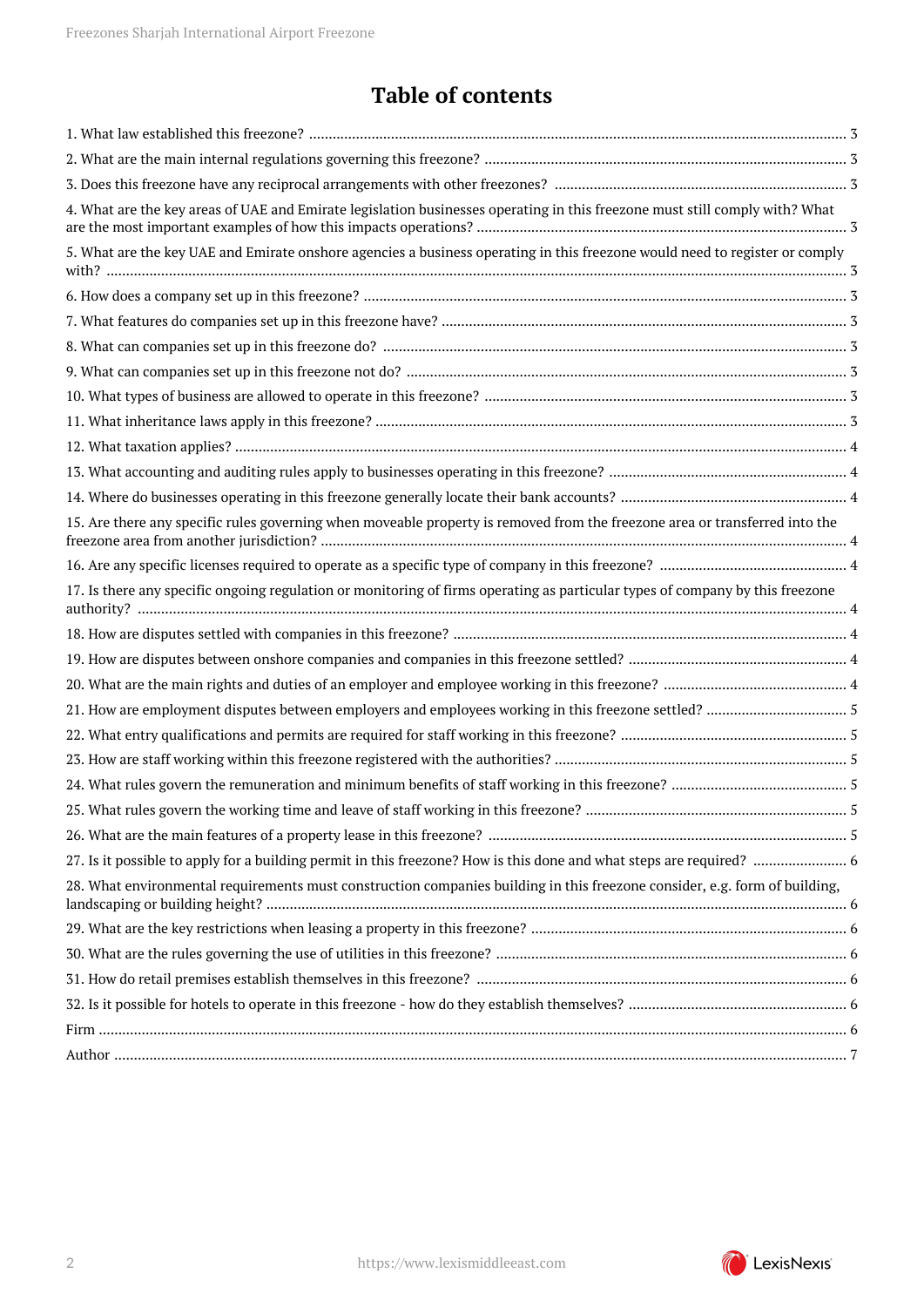# Table of contents

1. What law established this freezone? ..... 3
2. What are the main internal regulations governing this freezone? ..... 3
3. Does this freezone have any reciprocal arrangements with other freezones? ..... 3
4. What are the key areas of UAE and Emirate legislation businesses operating in this freezone must still comply with? What are the most important examples of how this impacts operations? ..... 3
5. What are the key UAE and Emirate onshore agencies a business operating in this freezone would need to register or comply with? ..... 3
6. How does a company set up in this freezone? ..... 3
7. What features do companies set up in this freezone have? ..... 3
8. What can companies set up in this freezone do? ..... 3
9. What can companies set up in this freezone not do? ..... 3
10. What types of business are allowed to operate in this freezone? ..... 3
11. What inheritance laws apply in this freezone? ..... 3
12. What taxation applies? ..... 4
13. What accounting and auditing rules apply to businesses operating in this freezone? ..... 4
14. Where do businesses operating in this freezone generally locate their bank accounts? ..... 4
15. Are there any specific rules governing when moveable property is removed from the freezone area or transferred into the freezone area from another jurisdiction? ..... 4
16. Are any specific licenses required to operate as a specific type of company in this freezone? ..... 4
17. Is there any specific ongoing regulation or monitoring of firms operating as particular types of company by this freezone authority? ..... 4
18. How are disputes settled with companies in this freezone? ..... 4
19. How are disputes between onshore companies and companies in this freezone settled? ..... 4
20. What are the main rights and duties of an employer and employee working in this freezone? ..... 4
21. How are employment disputes between employers and employees working in this freezone settled? ..... 5
22. What entry qualifications and permits are required for staff working in this freezone? ..... 5
23. How are staff working within this freezone registered with the authorities? ..... 5
24. What rules govern the remuneration and minimum benefits of staff working in this freezone? ..... 5
25. What rules govern the working time and leave of staff working in this freezone? ..... 5
26. What are the main features of a property lease in this freezone? ..... 5
27. Is it possible to apply for a building permit in this freezone? How is this done and what steps are required? ..... 6
28. What environmental requirements must construction companies building in this freezone consider, e.g. form of building, landscaping or building height? ..... 6
29. What are the key restrictions when leasing a property in this freezone? ..... 6
30. What are the rules governing the use of utilities in this freezone? ..... 6
31. How do retail premises establish themselves in this freezone? ..... 6
32. Is it possible for hotels to operate in this freezone - how do they establish themselves? ..... 6

Firm ..... 6

Author ..... 7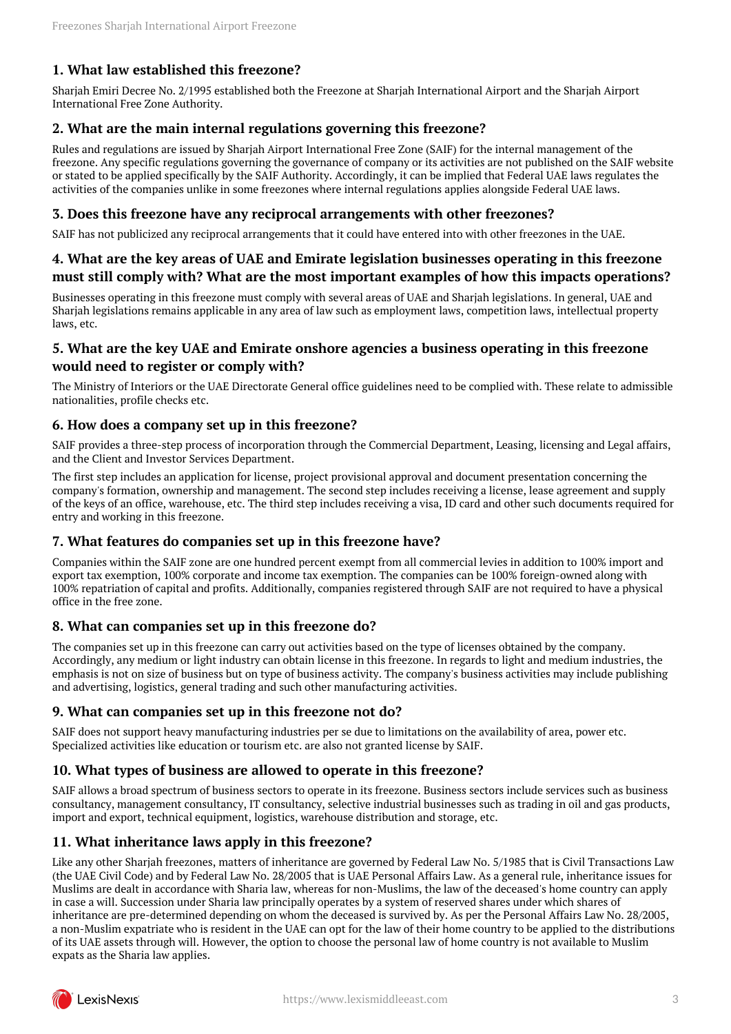### 1. What law established this freezone?

Sharjah Emiri Decree No. 2/1995 established both the Freezone at Sharjah International Airport and the Sharjah Airport International Free Zone Authority.

### 2. What are the main internal regulations governing this freezone?

Rules and regulations are issued by Sharjah Airport International Free Zone (SAIF) for the internal management of the freezone. Any specific regulations governing the governance of company or its activities are not published on the SAIF website or stated to be applied specifically by the SAIF Authority. Accordingly, it can be implied that Federal UAE laws regulates the activities of the companies unlike in some freezones where internal regulations applies alongside Federal UAE laws.

### 3. Does this freezone have any reciprocal arrangements with other freezones?

SAIF has not publicized any reciprocal arrangements that it could have entered into with other freezones in the UAE.

### 4. What are the key areas of UAE and Emirate legislation businesses operating in this freezone must still comply with? What are the most important examples of how this impacts operations?

Businesses operating in this freezone must comply with several areas of UAE and Sharjah legislations. In general, UAE and Sharjah legislations remains applicable in any area of law such as employment laws, competition laws, intellectual property laws, etc.

### 5. What are the key UAE and Emirate onshore agencies a business operating in this freezone would need to register or comply with?

The Ministry of Interiors or the UAE Directorate General office guidelines need to be complied with. These relate to admissible nationalities, profile checks etc.

### 6. How does a company set up in this freezone?

SAIF provides a three-step process of incorporation through the Commercial Department, Leasing, licensing and Legal affairs, and the Client and Investor Services Department.

The first step includes an application for license, project provisional approval and document presentation concerning the company's formation, ownership and management. The second step includes receiving a license, lease agreement and supply of the keys of an office, warehouse, etc. The third step includes receiving a visa, ID card and other such documents required for entry and working in this freezone.

### 7. What features do companies set up in this freezone have?

Companies within the SAIF zone are one hundred percent exempt from all commercial levies in addition to 100% import and export tax exemption, 100% corporate and income tax exemption. The companies can be 100% foreign-owned along with 100% repatriation of capital and profits. Additionally, companies registered through SAIF are not required to have a physical office in the free zone.

### 8. What can companies set up in this freezone do?

The companies set up in this freezone can carry out activities based on the type of licenses obtained by the company. Accordingly, any medium or light industry can obtain license in this freezone. In regards to light and medium industries, the emphasis is not on size of business but on type of business activity. The company's business activities may include publishing and advertising, logistics, general trading and such other manufacturing activities.

### 9. What can companies set up in this freezone not do?

SAIF does not support heavy manufacturing industries per se due to limitations on the availability of area, power etc. Specialized activities like education or tourism etc. are also not granted license by SAIF.

### 10. What types of business are allowed to operate in this freezone?

SAIF allows a broad spectrum of business sectors to operate in its freezone. Business sectors include services such as business consultancy, management consultancy, IT consultancy, selective industrial businesses such as trading in oil and gas products, import and export, technical equipment, logistics, warehouse distribution and storage, etc.

### 11. What inheritance laws apply in this freezone?

Like any other Sharjah freezones, matters of inheritance are governed by Federal Law No. 5/1985 that is Civil Transactions Law (the UAE Civil Code) and by Federal Law No. 28/2005 that is UAE Personal Affairs Law. As a general rule, inheritance issues for Muslims are dealt in accordance with Sharia law, whereas for non-Muslims, the law of the deceased's home country can apply in case a will. Succession under Sharia law principally operates by a system of reserved shares under which shares of inheritance are pre-determined depending on whom the deceased is survived by. As per the Personal Affairs Law No. 28/2005, a non-Muslim expatriate who is resident in the UAE can opt for the law of their home country to be applied to the distributions of its UAE assets through will. However, the option to choose the personal law of home country is not available to Muslim expats as the Sharia law applies.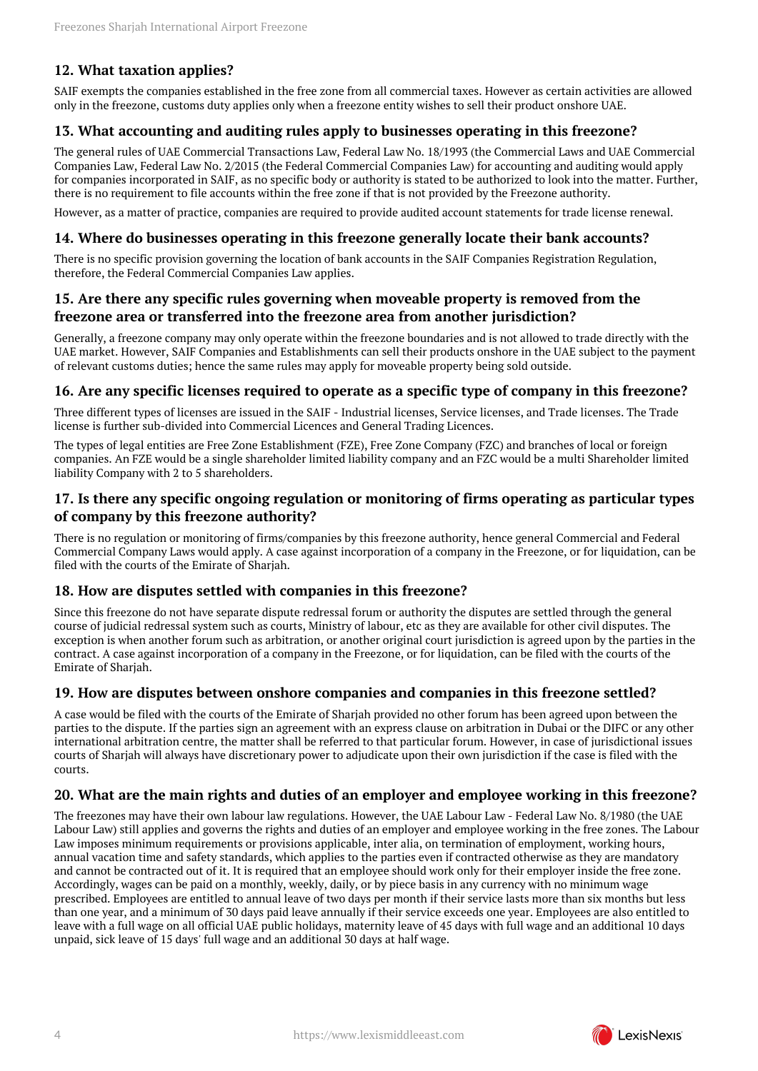## 12. What taxation applies?

SAIF exempts the companies established in the free zone from all commercial taxes. However as certain activities are allowed only in the freezone, customs duty applies only when a freezone entity wishes to sell their product onshore UAE.

## 13. What accounting and auditing rules apply to businesses operating in this freezone?

The general rules of UAE Commercial Transactions Law, Federal Law No. 18/1993 (the Commercial Laws and UAE Commercial Companies Law, Federal Law No. 2/2015 (the Federal Commercial Companies Law) for accounting and auditing would apply for companies incorporated in SAIF, as no specific body or authority is stated to be authorized to look into the matter. Further, there is no requirement to file accounts within the free zone if that is not provided by the Freezone authority.

However, as a matter of practice, companies are required to provide audited account statements for trade license renewal.

## 14. Where do businesses operating in this freezone generally locate their bank accounts?

There is no specific provision governing the location of bank accounts in the SAIF Companies Registration Regulation, therefore, the Federal Commercial Companies Law applies.

## 15. Are there any specific rules governing when moveable property is removed from the freezone area or transferred into the freezone area from another jurisdiction?

Generally, a freezone company may only operate within the freezone boundaries and is not allowed to trade directly with the UAE market. However, SAIF Companies and Establishments can sell their products onshore in the UAE subject to the payment of relevant customs duties; hence the same rules may apply for moveable property being sold outside.

## 16. Are any specific licenses required to operate as a specific type of company in this freezone?

Three different types of licenses are issued in the SAIF - Industrial licenses, Service licenses, and Trade licenses. The Trade license is further sub-divided into Commercial Licences and General Trading Licences.

The types of legal entities are Free Zone Establishment (FZE), Free Zone Company (FZC) and branches of local or foreign companies. An FZE would be a single shareholder limited liability company and an FZC would be a multi Shareholder limited liability Company with 2 to 5 shareholders.

## 17. Is there any specific ongoing regulation or monitoring of firms operating as particular types of company by this freezone authority?

There is no regulation or monitoring of firms/companies by this freezone authority, hence general Commercial and Federal Commercial Company Laws would apply. A case against incorporation of a company in the Freezone, or for liquidation, can be filed with the courts of the Emirate of Sharjah.

## 18. How are disputes settled with companies in this freezone?

Since this freezone do not have separate dispute redressal forum or authority the disputes are settled through the general course of judicial redressal system such as courts, Ministry of labour, etc as they are available for other civil disputes. The exception is when another forum such as arbitration, or another original court jurisdiction is agreed upon by the parties in the contract. A case against incorporation of a company in the Freezone, or for liquidation, can be filed with the courts of the Emirate of Sharjah.

## 19. How are disputes between onshore companies and companies in this freezone settled?

A case would be filed with the courts of the Emirate of Sharjah provided no other forum has been agreed upon between the parties to the dispute. If the parties sign an agreement with an express clause on arbitration in Dubai or the DIFC or any other international arbitration centre, the matter shall be referred to that particular forum. However, in case of jurisdictional issues courts of Sharjah will always have discretionary power to adjudicate upon their own jurisdiction if the case is filed with the courts.

## 20. What are the main rights and duties of an employer and employee working in this freezone?

The freezones may have their own labour law regulations. However, the UAE Labour Law - Federal Law No. 8/1980 (the UAE Labour Law) still applies and governs the rights and duties of an employer and employee working in the free zones. The Labour Law imposes minimum requirements or provisions applicable, inter alia, on termination of employment, working hours, annual vacation time and safety standards, which applies to the parties even if contracted otherwise as they are mandatory and cannot be contracted out of it. It is required that an employee should work only for their employer inside the free zone. Accordingly, wages can be paid on a monthly, weekly, daily, or by piece basis in any currency with no minimum wage prescribed. Employees are entitled to annual leave of two days per month if their service lasts more than six months but less than one year, and a minimum of 30 days paid leave annually if their service exceeds one year. Employees are also entitled to leave with a full wage on all official UAE public holidays, maternity leave of 45 days with full wage and an additional 10 days unpaid, sick leave of 15 days' full wage and an additional 30 days at half wage.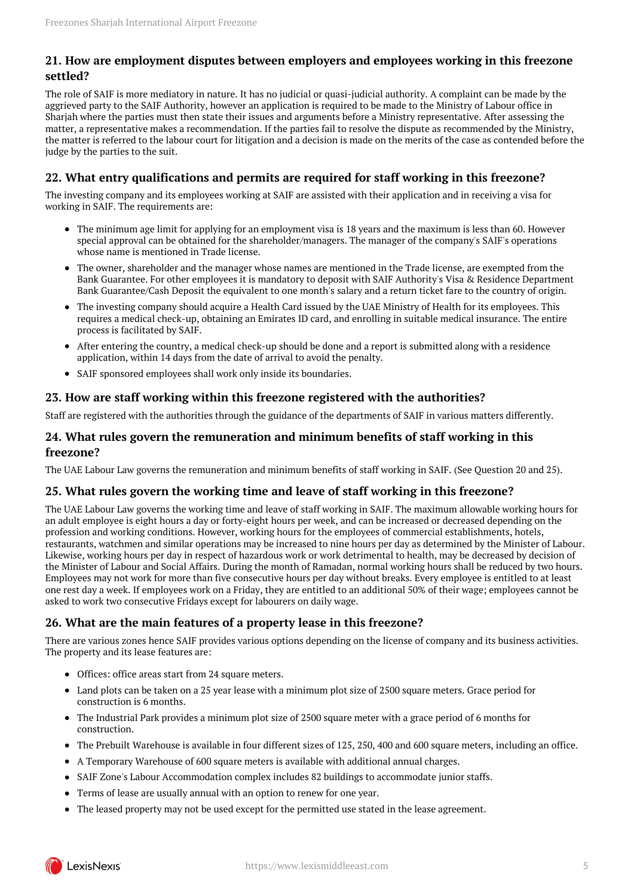## 21. How are employment disputes between employers and employees working in this freezone settled?

The role of SAIF is more mediatory in nature. It has no judicial or quasi-judicial authority. A complaint can be made by the aggrieved party to the SAIF Authority, however an application is required to be made to the Ministry of Labour office in Sharjah where the parties must then state their issues and arguments before a Ministry representative. After assessing the matter, a representative makes a recommendation. If the parties fail to resolve the dispute as recommended by the Ministry, the matter is referred to the labour court for litigation and a decision is made on the merits of the case as contended before the judge by the parties to the suit.

## 22. What entry qualifications and permits are required for staff working in this freezone?

The investing company and its employees working at SAIF are assisted with their application and in receiving a visa for working in SAIF. The requirements are:

- The minimum age limit for applying for an employment visa is 18 years and the maximum is less than 60. However special approval can be obtained for the shareholder/managers. The manager of the company's SAIF's operations whose name is mentioned in Trade license.
- The owner, shareholder and the manager whose names are mentioned in the Trade license, are exempted from the Bank Guarantee. For other employees it is mandatory to deposit with SAIF Authority's Visa & Residence Department Bank Guarantee/Cash Deposit the equivalent to one month's salary and a return ticket fare to the country of origin.
- The investing company should acquire a Health Card issued by the UAE Ministry of Health for its employees. This requires a medical check-up, obtaining an Emirates ID card, and enrolling in suitable medical insurance. The entire process is facilitated by SAIF.
- After entering the country, a medical check-up should be done and a report is submitted along with a residence application, within 14 days from the date of arrival to avoid the penalty.
- SAIF sponsored employees shall work only inside its boundaries.

## 23. How are staff working within this freezone registered with the authorities?

Staff are registered with the authorities through the guidance of the departments of SAIF in various matters differently.

## 24. What rules govern the remuneration and minimum benefits of staff working in this freezone?

The UAE Labour Law governs the remuneration and minimum benefits of staff working in SAIF. (See Question 20 and 25).

## 25. What rules govern the working time and leave of staff working in this freezone?

The UAE Labour Law governs the working time and leave of staff working in SAIF. The maximum allowable working hours for an adult employee is eight hours a day or forty-eight hours per week, and can be increased or decreased depending on the profession and working conditions. However, working hours for the employees of commercial establishments, hotels, restaurants, watchmen and similar operations may be increased to nine hours per day as determined by the Minister of Labour. Likewise, working hours per day in respect of hazardous work or work detrimental to health, may be decreased by decision of the Minister of Labour and Social Affairs. During the month of Ramadan, normal working hours shall be reduced by two hours. Employees may not work for more than five consecutive hours per day without breaks. Every employee is entitled to at least one rest day a week. If employees work on a Friday, they are entitled to an additional 50% of their wage; employees cannot be asked to work two consecutive Fridays except for labourers on daily wage.

## 26. What are the main features of a property lease in this freezone?

There are various zones hence SAIF provides various options depending on the license of company and its business activities. The property and its lease features are:

- Offices: office areas start from 24 square meters.
- Land plots can be taken on a 25 year lease with a minimum plot size of 2500 square meters. Grace period for construction is 6 months.
- The Industrial Park provides a minimum plot size of 2500 square meter with a grace period of 6 months for construction.
- The Prebuilt Warehouse is available in four different sizes of 125, 250, 400 and 600 square meters, including an office.
- A Temporary Warehouse of 600 square meters is available with additional annual charges.
- SAIF Zone's Labour Accommodation complex includes 82 buildings to accommodate junior staffs.
- Terms of lease are usually annual with an option to renew for one year.
- The leased property may not be used except for the permitted use stated in the lease agreement.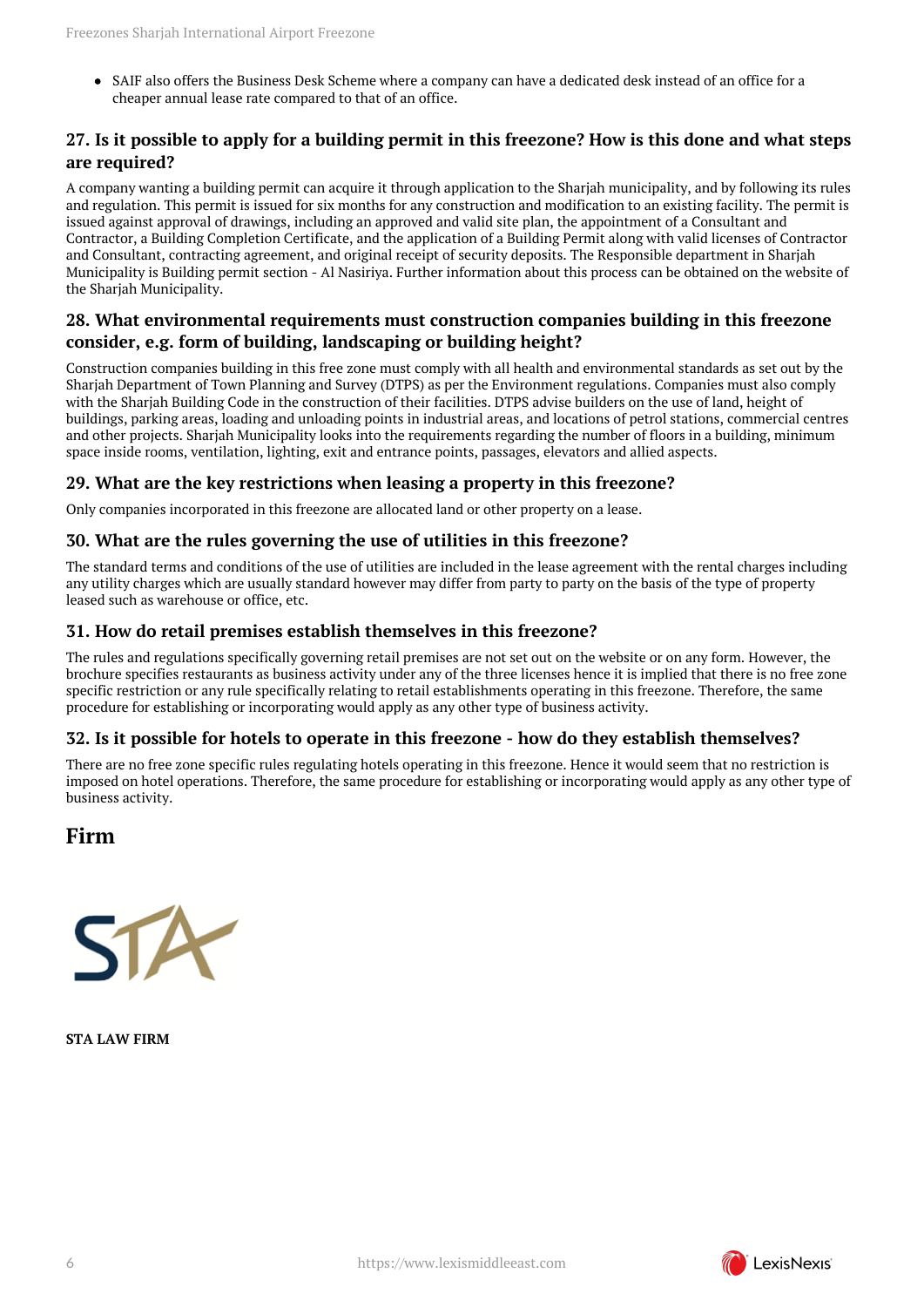- SAIF also offers the Business Desk Scheme where a company can have a dedicated desk instead of an office for a cheaper annual lease rate compared to that of an office.

### 27. Is it possible to apply for a building permit in this freezone? How is this done and what steps are required?

A company wanting a building permit can acquire it through application to the Sharjah municipality, and by following its rules and regulation. This permit is issued for six months for any construction and modification to an existing facility. The permit is issued against approval of drawings, including an approved and valid site plan, the appointment of a Consultant and Contractor, a Building Completion Certificate, and the application of a Building Permit along with valid licenses of Contractor and Consultant, contracting agreement, and original receipt of security deposits. The Responsible department in Sharjah Municipality is Building permit section - Al Nasiriya. Further information about this process can be obtained on the website of the Sharjah Municipality.

### 28. What environmental requirements must construction companies building in this freezone consider, e.g. form of building, landscaping or building height?

Construction companies building in this free zone must comply with all health and environmental standards as set out by the Sharjah Department of Town Planning and Survey (DTPS) as per the Environment regulations. Companies must also comply with the Sharjah Building Code in the construction of their facilities. DTPS advise builders on the use of land, height of buildings, parking areas, loading and unloading points in industrial areas, and locations of petrol stations, commercial centres and other projects. Sharjah Municipality looks into the requirements regarding the number of floors in a building, minimum space inside rooms, ventilation, lighting, exit and entrance points, passages, elevators and allied aspects.

### 29. What are the key restrictions when leasing a property in this freezone?

Only companies incorporated in this freezone are allocated land or other property on a lease.

### 30. What are the rules governing the use of utilities in this freezone?

The standard terms and conditions of the use of utilities are included in the lease agreement with the rental charges including any utility charges which are usually standard however may differ from party to party on the basis of the type of property leased such as warehouse or office, etc.

### 31. How do retail premises establish themselves in this freezone?

The rules and regulations specifically governing retail premises are not set out on the website or on any form. However, the brochure specifies restaurants as business activity under any of the three licenses hence it is implied that there is no free zone specific restriction or any rule specifically relating to retail establishments operating in this freezone. Therefore, the same procedure for establishing or incorporating would apply as any other type of business activity.

### 32. Is it possible for hotels to operate in this freezone - how do they establish themselves?

There are no free zone specific rules regulating hotels operating in this freezone. Hence it would seem that no restriction is imposed on hotel operations. Therefore, the same procedure for establishing or incorporating would apply as any other type of business activity.

## Firm

**STA LAW FIRM**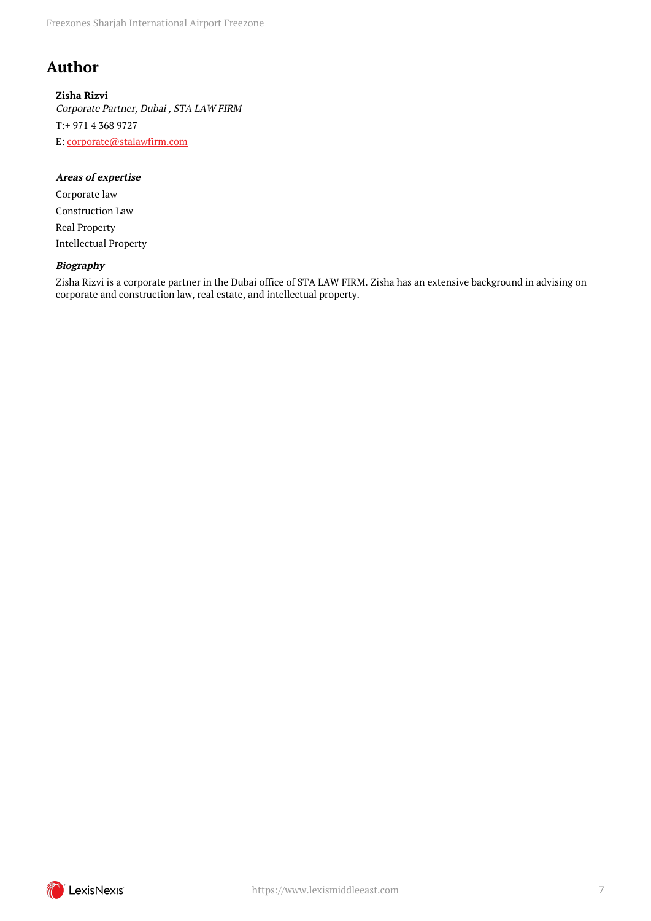# Author

**Zisha Rizvi**
*Corporate Partner, Dubai , STA LAW FIRM*

T:+ 971 4 368 9727

E: corporate@stalawfirm.com

***Areas of expertise***

Corporate law

Construction Law

Real Property

Intellectual Property

***Biography***

Zisha Rizvi is a corporate partner in the Dubai office of STA LAW FIRM. Zisha has an extensive background in advising on corporate and construction law, real estate, and intellectual property.